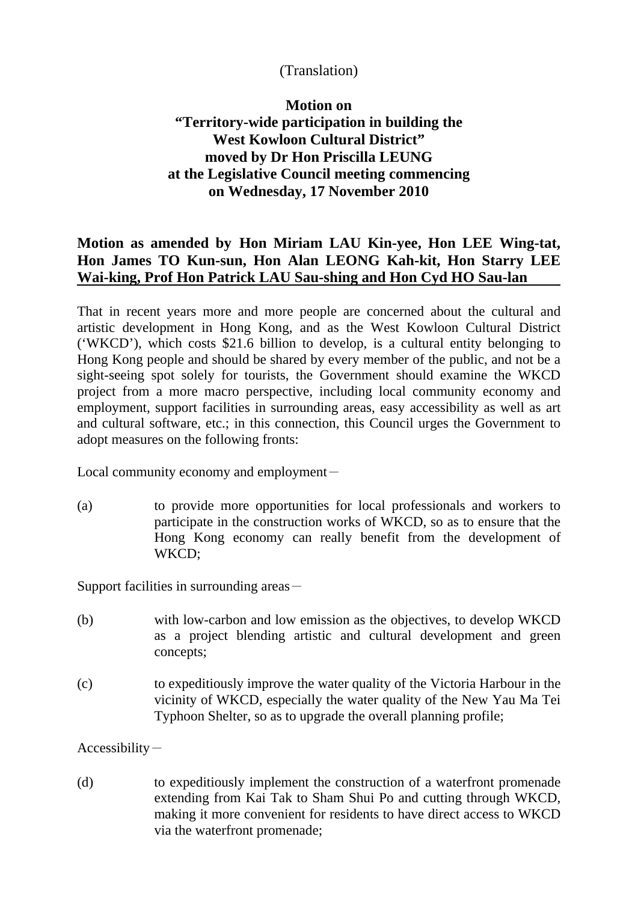(Translation)

**Motion on**
**"Territory-wide participation in building the West Kowloon Cultural District"**
**moved by Dr Hon Priscilla LEUNG**
**at the Legislative Council meeting commencing on Wednesday, 17 November 2010**

**Motion as amended by Hon Miriam LAU Kin-yee, Hon LEE Wing-tat, Hon James TO Kun-sun, Hon Alan LEONG Kah-kit, Hon Starry LEE Wai-king, Prof Hon Patrick LAU Sau-shing and Hon Cyd HO Sau-lan**

That in recent years more and more people are concerned about the cultural and artistic development in Hong Kong, and as the West Kowloon Cultural District ('WKCD'), which costs $21.6 billion to develop, is a cultural entity belonging to Hong Kong people and should be shared by every member of the public, and not be a sight-seeing spot solely for tourists, the Government should examine the WKCD project from a more macro perspective, including local community economy and employment, support facilities in surrounding areas, easy accessibility as well as art and cultural software, etc.; in this connection, this Council urges the Government to adopt measures on the following fronts:

Local community economy and employment－

(a) to provide more opportunities for local professionals and workers to participate in the construction works of WKCD, so as to ensure that the Hong Kong economy can really benefit from the development of WKCD;

Support facilities in surrounding areas－

(b) with low-carbon and low emission as the objectives, to develop WKCD as a project blending artistic and cultural development and green concepts;

(c) to expeditiously improve the water quality of the Victoria Harbour in the vicinity of WKCD, especially the water quality of the New Yau Ma Tei Typhoon Shelter, so as to upgrade the overall planning profile;

Accessibility－

(d) to expeditiously implement the construction of a waterfront promenade extending from Kai Tak to Sham Shui Po and cutting through WKCD, making it more convenient for residents to have direct access to WKCD via the waterfront promenade;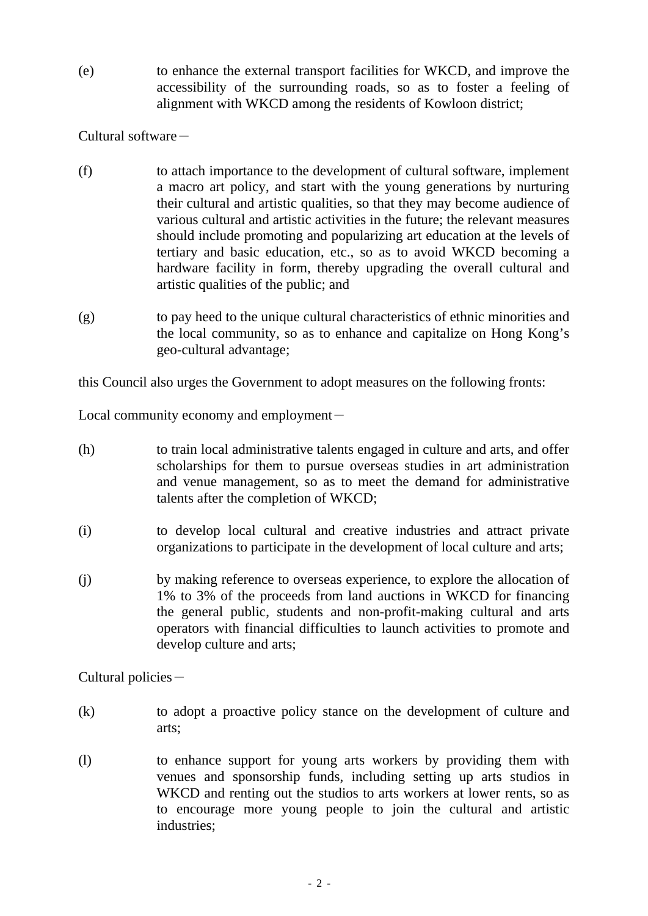(e) to enhance the external transport facilities for WKCD, and improve the accessibility of the surrounding roads, so as to foster a feeling of alignment with WKCD among the residents of Kowloon district;

Cultural software－

(f) to attach importance to the development of cultural software, implement a macro art policy, and start with the young generations by nurturing their cultural and artistic qualities, so that they may become audience of various cultural and artistic activities in the future; the relevant measures should include promoting and popularizing art education at the levels of tertiary and basic education, etc., so as to avoid WKCD becoming a hardware facility in form, thereby upgrading the overall cultural and artistic qualities of the public; and

(g) to pay heed to the unique cultural characteristics of ethnic minorities and the local community, so as to enhance and capitalize on Hong Kong's geo-cultural advantage;

this Council also urges the Government to adopt measures on the following fronts:

Local community economy and employment－

(h) to train local administrative talents engaged in culture and arts, and offer scholarships for them to pursue overseas studies in art administration and venue management, so as to meet the demand for administrative talents after the completion of WKCD;

(i) to develop local cultural and creative industries and attract private organizations to participate in the development of local culture and arts;

(j) by making reference to overseas experience, to explore the allocation of 1% to 3% of the proceeds from land auctions in WKCD for financing the general public, students and non-profit-making cultural and arts operators with financial difficulties to launch activities to promote and develop culture and arts;

Cultural policies－

(k) to adopt a proactive policy stance on the development of culture and arts;

(l) to enhance support for young arts workers by providing them with venues and sponsorship funds, including setting up arts studios in WKCD and renting out the studios to arts workers at lower rents, so as to encourage more young people to join the cultural and artistic industries;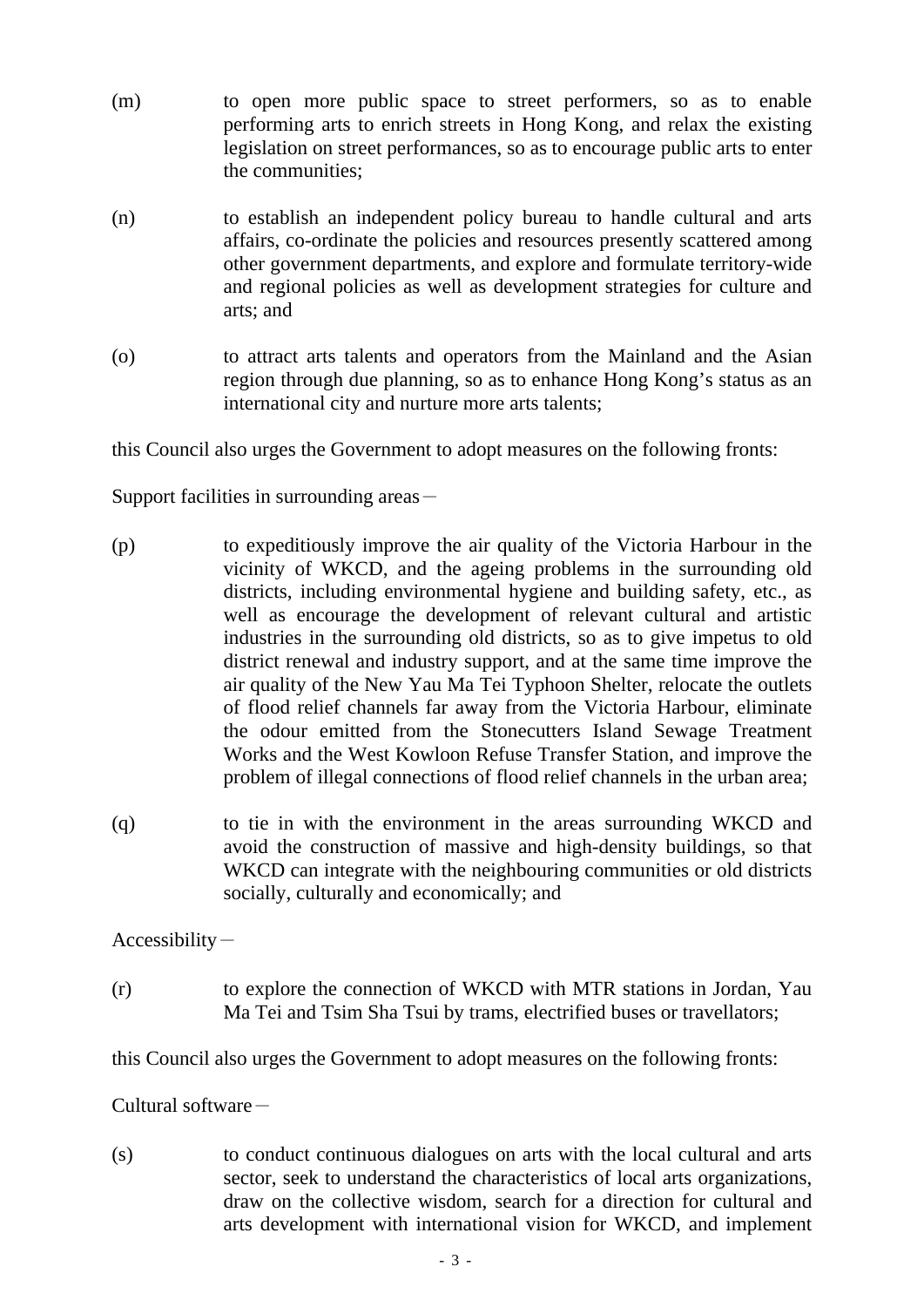(m) to open more public space to street performers, so as to enable performing arts to enrich streets in Hong Kong, and relax the existing legislation on street performances, so as to encourage public arts to enter the communities;

(n) to establish an independent policy bureau to handle cultural and arts affairs, co-ordinate the policies and resources presently scattered among other government departments, and explore and formulate territory-wide and regional policies as well as development strategies for culture and arts; and

(o) to attract arts talents and operators from the Mainland and the Asian region through due planning, so as to enhance Hong Kong's status as an international city and nurture more arts talents;

this Council also urges the Government to adopt measures on the following fronts:

Support facilities in surrounding areas－

(p) to expeditiously improve the air quality of the Victoria Harbour in the vicinity of WKCD, and the ageing problems in the surrounding old districts, including environmental hygiene and building safety, etc., as well as encourage the development of relevant cultural and artistic industries in the surrounding old districts, so as to give impetus to old district renewal and industry support, and at the same time improve the air quality of the New Yau Ma Tei Typhoon Shelter, relocate the outlets of flood relief channels far away from the Victoria Harbour, eliminate the odour emitted from the Stonecutters Island Sewage Treatment Works and the West Kowloon Refuse Transfer Station, and improve the problem of illegal connections of flood relief channels in the urban area;

(q) to tie in with the environment in the areas surrounding WKCD and avoid the construction of massive and high-density buildings, so that WKCD can integrate with the neighbouring communities or old districts socially, culturally and economically; and

Accessibility－

(r) to explore the connection of WKCD with MTR stations in Jordan, Yau Ma Tei and Tsim Sha Tsui by trams, electrified buses or travellators;

this Council also urges the Government to adopt measures on the following fronts:

Cultural software－

(s) to conduct continuous dialogues on arts with the local cultural and arts sector, seek to understand the characteristics of local arts organizations, draw on the collective wisdom, search for a direction for cultural and arts development with international vision for WKCD, and implement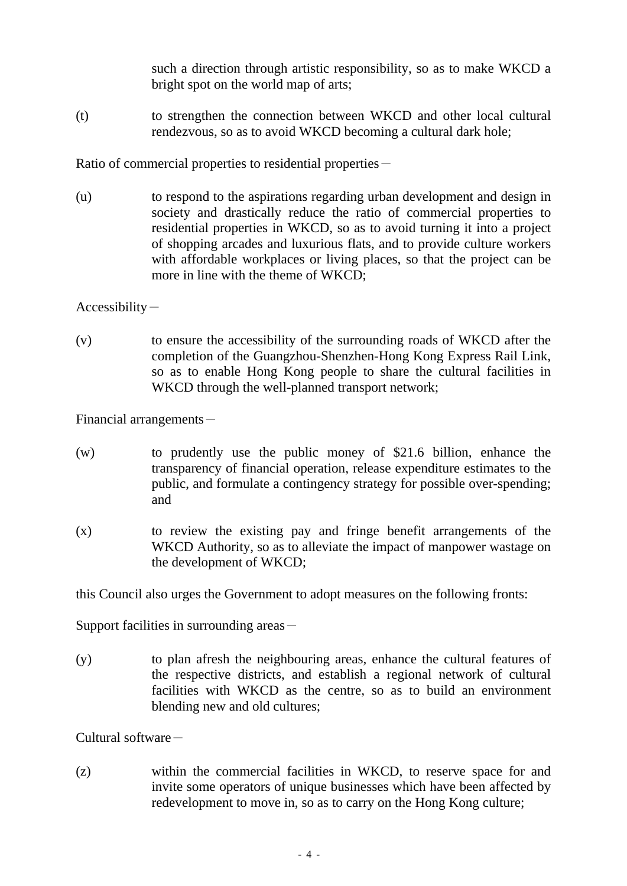such a direction through artistic responsibility, so as to make WKCD a bright spot on the world map of arts;

(t) to strengthen the connection between WKCD and other local cultural rendezvous, so as to avoid WKCD becoming a cultural dark hole;

Ratio of commercial properties to residential properties－

(u) to respond to the aspirations regarding urban development and design in society and drastically reduce the ratio of commercial properties to residential properties in WKCD, so as to avoid turning it into a project of shopping arcades and luxurious flats, and to provide culture workers with affordable workplaces or living places, so that the project can be more in line with the theme of WKCD;

Accessibility－

(v) to ensure the accessibility of the surrounding roads of WKCD after the completion of the Guangzhou-Shenzhen-Hong Kong Express Rail Link, so as to enable Hong Kong people to share the cultural facilities in WKCD through the well-planned transport network;

Financial arrangements－

(w) to prudently use the public money of $21.6 billion, enhance the transparency of financial operation, release expenditure estimates to the public, and formulate a contingency strategy for possible over-spending; and

(x) to review the existing pay and fringe benefit arrangements of the WKCD Authority, so as to alleviate the impact of manpower wastage on the development of WKCD;

this Council also urges the Government to adopt measures on the following fronts:

Support facilities in surrounding areas－

(y) to plan afresh the neighbouring areas, enhance the cultural features of the respective districts, and establish a regional network of cultural facilities with WKCD as the centre, so as to build an environment blending new and old cultures;

Cultural software－

(z) within the commercial facilities in WKCD, to reserve space for and invite some operators of unique businesses which have been affected by redevelopment to move in, so as to carry on the Hong Kong culture;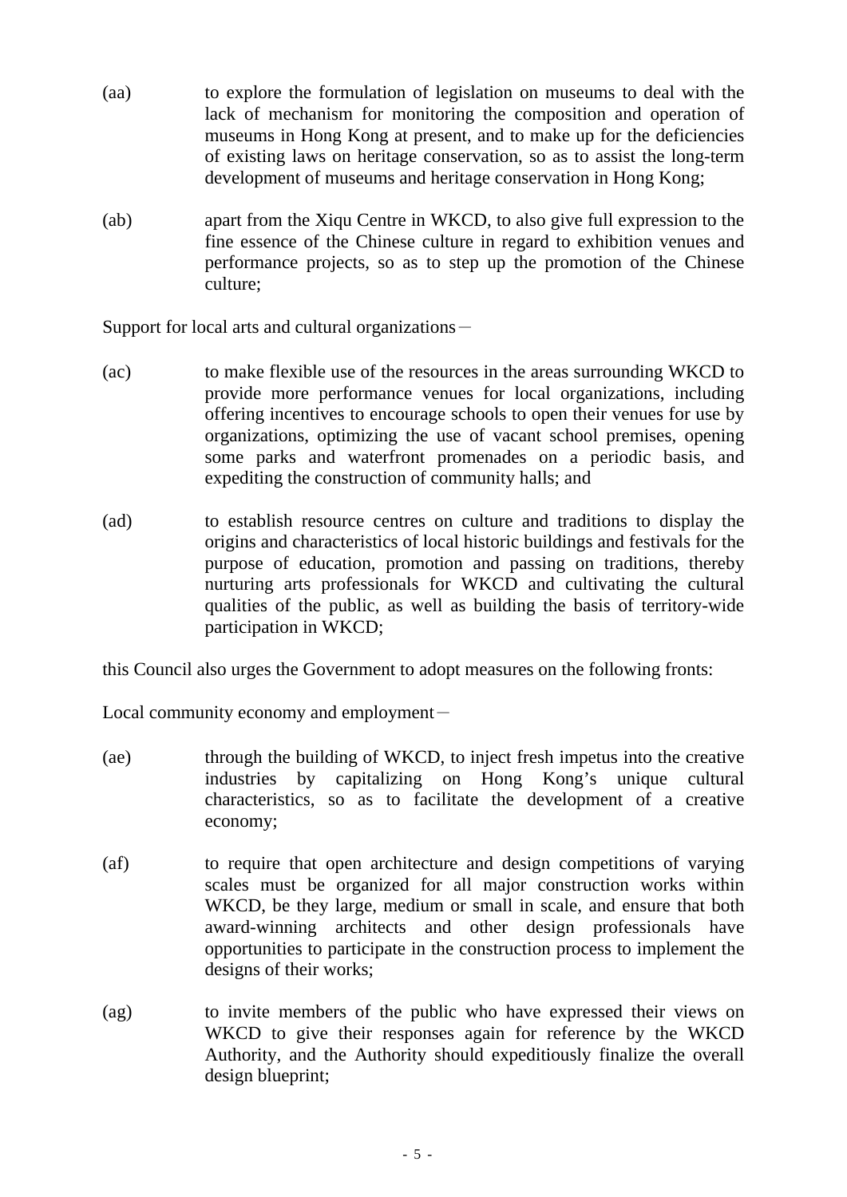(aa) to explore the formulation of legislation on museums to deal with the lack of mechanism for monitoring the composition and operation of museums in Hong Kong at present, and to make up for the deficiencies of existing laws on heritage conservation, so as to assist the long-term development of museums and heritage conservation in Hong Kong;

(ab) apart from the Xiqu Centre in WKCD, to also give full expression to the fine essence of the Chinese culture in regard to exhibition venues and performance projects, so as to step up the promotion of the Chinese culture;

Support for local arts and cultural organizations－

(ac) to make flexible use of the resources in the areas surrounding WKCD to provide more performance venues for local organizations, including offering incentives to encourage schools to open their venues for use by organizations, optimizing the use of vacant school premises, opening some parks and waterfront promenades on a periodic basis, and expediting the construction of community halls; and

(ad) to establish resource centres on culture and traditions to display the origins and characteristics of local historic buildings and festivals for the purpose of education, promotion and passing on traditions, thereby nurturing arts professionals for WKCD and cultivating the cultural qualities of the public, as well as building the basis of territory-wide participation in WKCD;

this Council also urges the Government to adopt measures on the following fronts:

Local community economy and employment－

(ae) through the building of WKCD, to inject fresh impetus into the creative industries by capitalizing on Hong Kong's unique cultural characteristics, so as to facilitate the development of a creative economy;

(af) to require that open architecture and design competitions of varying scales must be organized for all major construction works within WKCD, be they large, medium or small in scale, and ensure that both award-winning architects and other design professionals have opportunities to participate in the construction process to implement the designs of their works;

(ag) to invite members of the public who have expressed their views on WKCD to give their responses again for reference by the WKCD Authority, and the Authority should expeditiously finalize the overall design blueprint;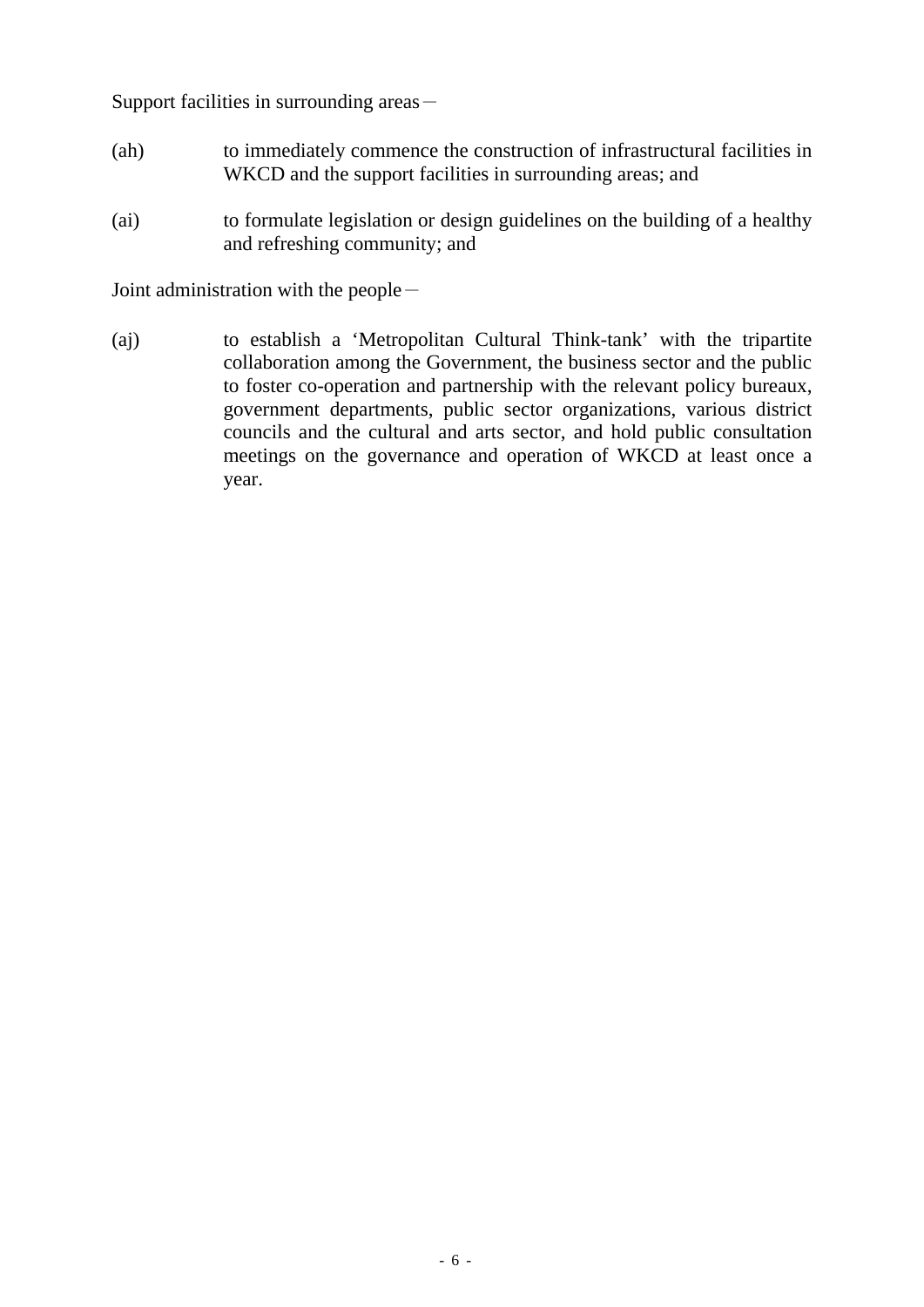Support facilities in surrounding areas－

(ah) to immediately commence the construction of infrastructural facilities in WKCD and the support facilities in surrounding areas; and

(ai) to formulate legislation or design guidelines on the building of a healthy and refreshing community; and

Joint administration with the people－

(aj) to establish a 'Metropolitan Cultural Think-tank' with the tripartite collaboration among the Government, the business sector and the public to foster co-operation and partnership with the relevant policy bureaux, government departments, public sector organizations, various district councils and the cultural and arts sector, and hold public consultation meetings on the governance and operation of WKCD at least once a year.